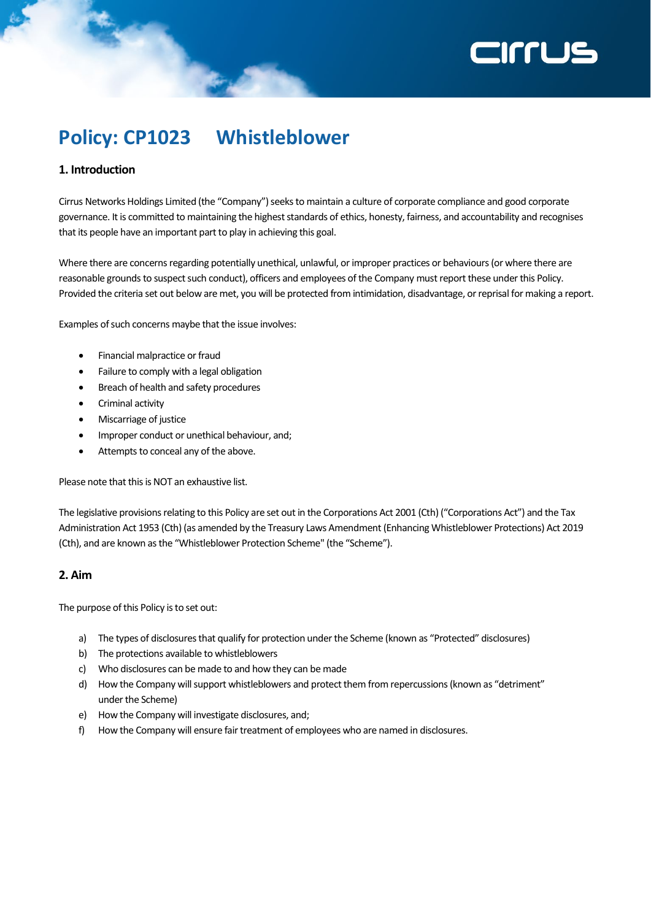# Policy: CP1023 Whistleblower

## 1. Introduction

Cirrus Networks Holdings Limited (the "Company") seeks to maintain a culture of corporate compliance and good corporate governance. It is committed to maintaining the highest standards of ethics, honesty, fairness, and accountability and recognises that its people have an important part to play in achieving this goal.

Where there are concerns regarding potentially unethical, unlawful, or improper practices or behaviours (or where there are reasonable grounds to suspect such conduct), officers and employees of the Company must report these under this Policy. Provided the criteria set out below are met, you will be protected from intimidation, disadvantage, or reprisal for making a report.

Examples of such concerns maybe that the issue involves:

- Financial malpractice or fraud
- Failure to comply with a legal obligation
- Breach of health and safety procedures
- Criminal activity
- Miscarriage of justice
- Improper conduct or unethical behaviour, and;
- Attempts to conceal any of the above.

Please note that this is NOT an exhaustive list.

The legislative provisions relating to this Policy are set out in the Corporations Act 2001 (Cth) ("Corporations Act") and the Tax Administration Act 1953 (Cth) (as amended by the Treasury Laws Amendment (Enhancing Whistleblower Protections) Act 2019 (Cth), and are known as the "Whistleblower Protection Scheme" (the "Scheme").

## 2. Aim

The purpose of this Policy is to set out:

a) The types of disclosures that qualify for protection under the Scheme (known as "Protected" disclosures)
b) The protections available to whistleblowers
c) Who disclosures can be made to and how they can be made
d) How the Company will support whistleblowers and protect them from repercussions (known as "detriment" under the Scheme)
e) How the Company will investigate disclosures, and;
f) How the Company will ensure fair treatment of employees who are named in disclosures.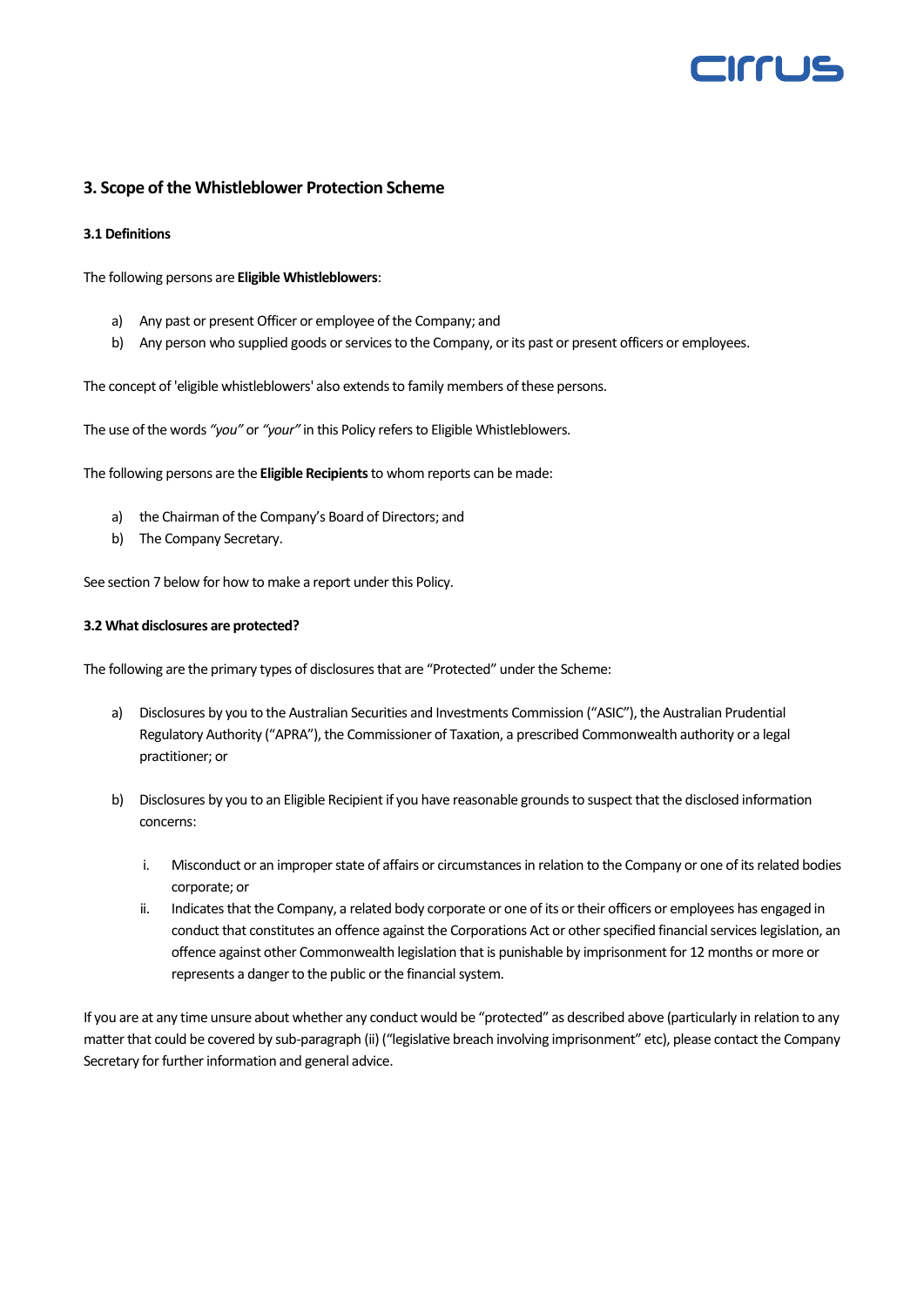## 3. Scope of the Whistleblower Protection Scheme

#### 3.1 Definitions

The following persons are **Eligible Whistleblowers**:

a) Any past or present Officer or employee of the Company; and
b) Any person who supplied goods or services to the Company, or its past or present officers or employees.

The concept of 'eligible whistleblowers' also extends to family members of these persons.

The use of the words *"you"* or *"your"* in this Policy refers to Eligible Whistleblowers.

The following persons are the **Eligible Recipients** to whom reports can be made:

a) the Chairman of the Company's Board of Directors; and
b) The Company Secretary.

See section 7 below for how to make a report under this Policy.

#### 3.2 What disclosures are protected?

The following are the primary types of disclosures that are "Protected" under the Scheme:

a) Disclosures by you to the Australian Securities and Investments Commission ("ASIC"), the Australian Prudential Regulatory Authority ("APRA"), the Commissioner of Taxation, a prescribed Commonwealth authority or a legal practitioner; or

b) Disclosures by you to an Eligible Recipient if you have reasonable grounds to suspect that the disclosed information concerns:

   i. Misconduct or an improper state of affairs or circumstances in relation to the Company or one of its related bodies corporate; or
   ii. Indicates that the Company, a related body corporate or one of its or their officers or employees has engaged in conduct that constitutes an offence against the Corporations Act or other specified financial services legislation, an offence against other Commonwealth legislation that is punishable by imprisonment for 12 months or more or represents a danger to the public or the financial system.

If you are at any time unsure about whether any conduct would be "protected" as described above (particularly in relation to any matter that could be covered by sub-paragraph (ii) ("legislative breach involving imprisonment" etc), please contact the Company Secretary for further information and general advice.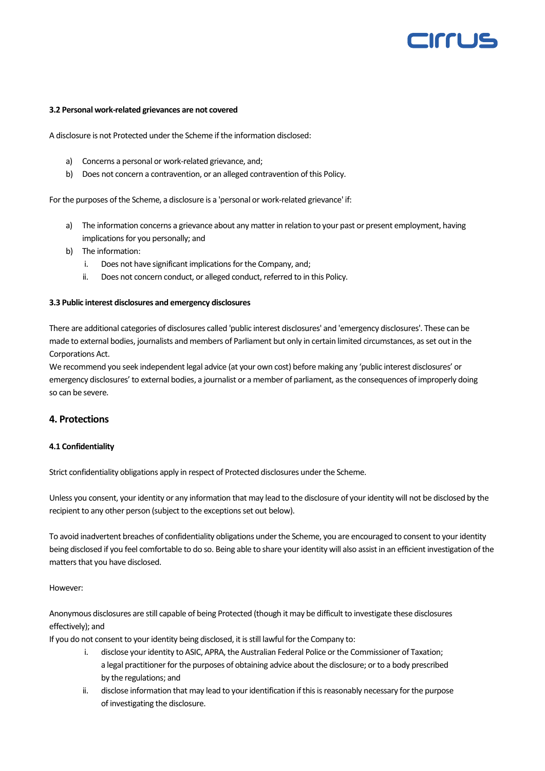#### 3.2 Personal work-related grievances are not covered

A disclosure is not Protected under the Scheme if the information disclosed:

a) Concerns a personal or work-related grievance, and;
b) Does not concern a contravention, or an alleged contravention of this Policy.

For the purposes of the Scheme, a disclosure is a 'personal or work-related grievance' if:

a) The information concerns a grievance about any matter in relation to your past or present employment, having implications for you personally; and
b) The information:
    i. Does not have significant implications for the Company, and;
    ii. Does not concern conduct, or alleged conduct, referred to in this Policy.

#### 3.3 Public interest disclosures and emergency disclosures

There are additional categories of disclosures called 'public interest disclosures' and 'emergency disclosures'. These can be made to external bodies, journalists and members of Parliament but only in certain limited circumstances, as set out in the Corporations Act.
We recommend you seek independent legal advice (at your own cost) before making any 'public interest disclosures' or emergency disclosures' to external bodies, a journalist or a member of parliament, as the consequences of improperly doing so can be severe.

### 4. Protections

#### 4.1 Confidentiality

Strict confidentiality obligations apply in respect of Protected disclosures under the Scheme.

Unless you consent, your identity or any information that may lead to the disclosure of your identity will not be disclosed by the recipient to any other person (subject to the exceptions set out below).

To avoid inadvertent breaches of confidentiality obligations under the Scheme, you are encouraged to consent to your identity being disclosed if you feel comfortable to do so. Being able to share your identity will also assist in an efficient investigation of the matters that you have disclosed.

However:

Anonymous disclosures are still capable of being Protected (though it may be difficult to investigate these disclosures effectively); and
If you do not consent to your identity being disclosed, it is still lawful for the Company to:

i. disclose your identity to ASIC, APRA, the Australian Federal Police or the Commissioner of Taxation; a legal practitioner for the purposes of obtaining advice about the disclosure; or to a body prescribed by the regulations; and
ii. disclose information that may lead to your identification if this is reasonably necessary for the purpose of investigating the disclosure.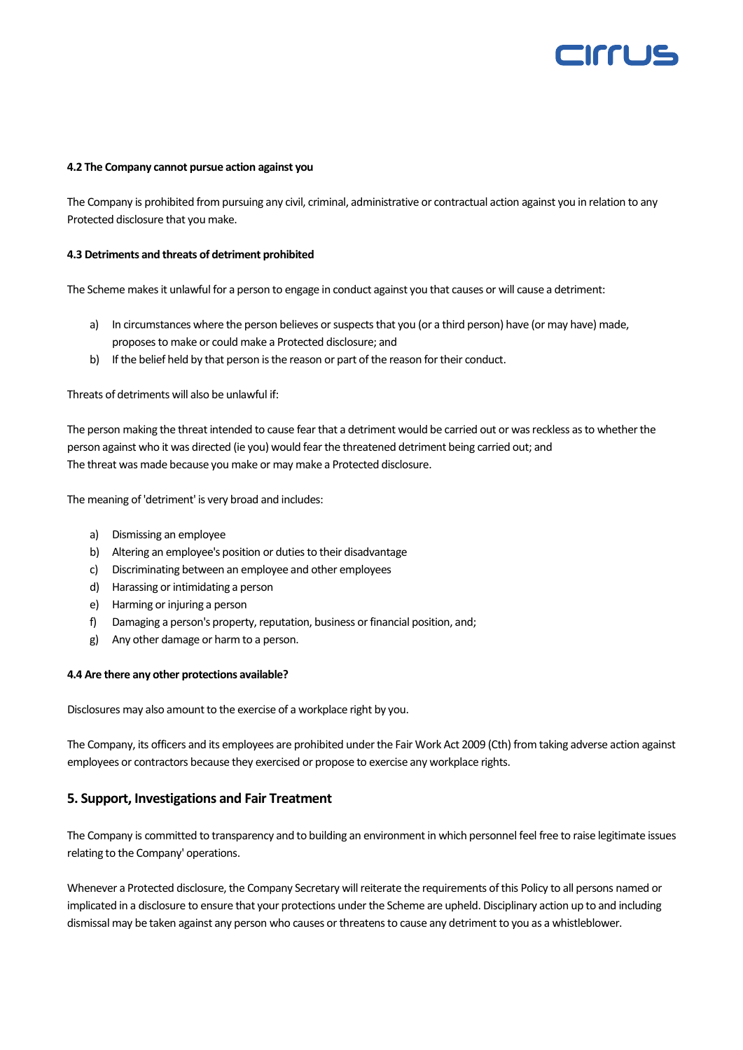**4.2 The Company cannot pursue action against you**

The Company is prohibited from pursuing any civil, criminal, administrative or contractual action against you in relation to any Protected disclosure that you make.

**4.3 Detriments and threats of detriment prohibited**

The Scheme makes it unlawful for a person to engage in conduct against you that causes or will cause a detriment:

a) In circumstances where the person believes or suspects that you (or a third person) have (or may have) made, proposes to make or could make a Protected disclosure; and
b) If the belief held by that person is the reason or part of the reason for their conduct.

Threats of detriments will also be unlawful if:

The person making the threat intended to cause fear that a detriment would be carried out or was reckless as to whether the person against who it was directed (ie you) would fear the threatened detriment being carried out; and
The threat was made because you make or may make a Protected disclosure.

The meaning of 'detriment' is very broad and includes:

a) Dismissing an employee
b) Altering an employee's position or duties to their disadvantage
c) Discriminating between an employee and other employees
d) Harassing or intimidating a person
e) Harming or injuring a person
f) Damaging a person's property, reputation, business or financial position, and;
g) Any other damage or harm to a person.

**4.4 Are there any other protections available?**

Disclosures may also amount to the exercise of a workplace right by you.

The Company, its officers and its employees are prohibited under the Fair Work Act 2009 (Cth) from taking adverse action against employees or contractors because they exercised or propose to exercise any workplace rights.

## 5. Support, Investigations and Fair Treatment

The Company is committed to transparency and to building an environment in which personnel feel free to raise legitimate issues relating to the Company' operations.

Whenever a Protected disclosure, the Company Secretary will reiterate the requirements of this Policy to all persons named or implicated in a disclosure to ensure that your protections under the Scheme are upheld. Disciplinary action up to and including dismissal may be taken against any person who causes or threatens to cause any detriment to you as a whistleblower.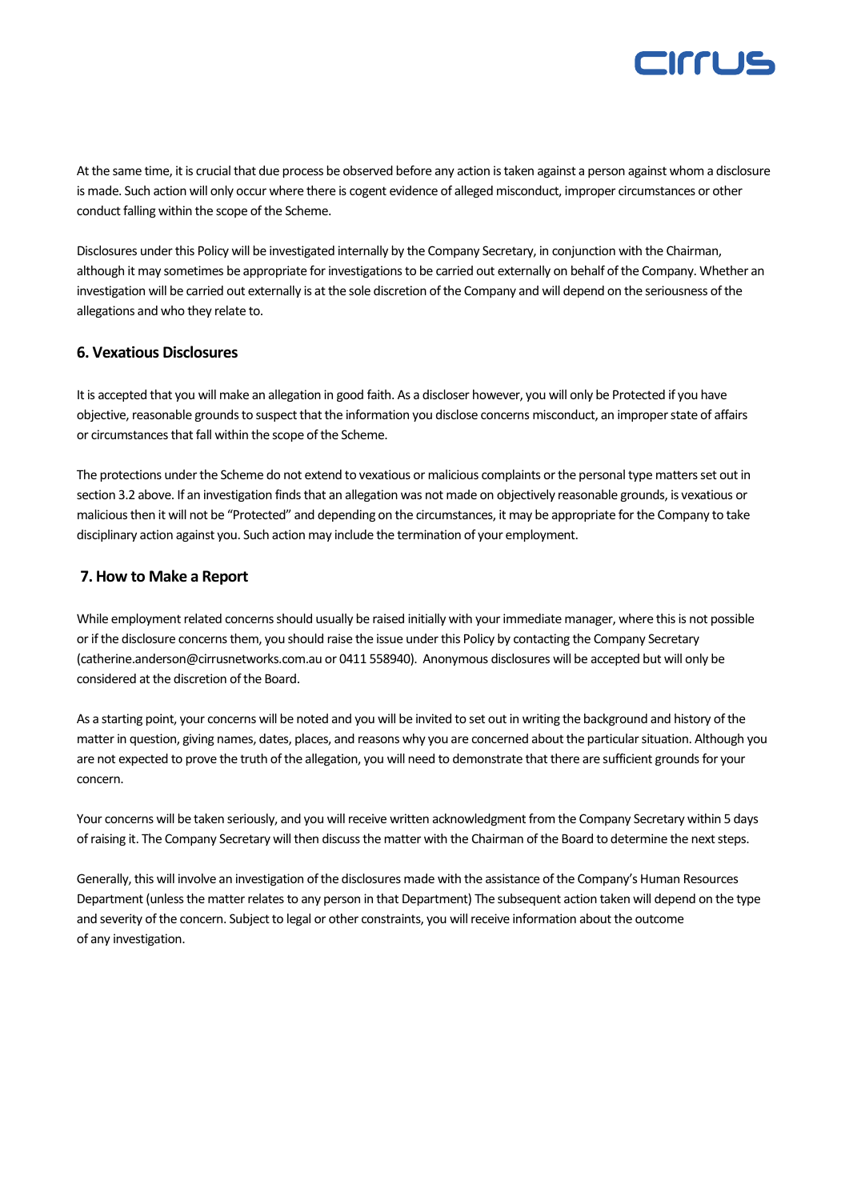At the same time, it is crucial that due process be observed before any action is taken against a person against whom a disclosure is made. Such action will only occur where there is cogent evidence of alleged misconduct, improper circumstances or other conduct falling within the scope of the Scheme.

Disclosures under this Policy will be investigated internally by the Company Secretary, in conjunction with the Chairman, although it may sometimes be appropriate for investigations to be carried out externally on behalf of the Company. Whether an investigation will be carried out externally is at the sole discretion of the Company and will depend on the seriousness of the allegations and who they relate to.

## 6. Vexatious Disclosures

It is accepted that you will make an allegation in good faith. As a discloser however, you will only be Protected if you have objective, reasonable grounds to suspect that the information you disclose concerns misconduct, an improper state of affairs or circumstances that fall within the scope of the Scheme.

The protections under the Scheme do not extend to vexatious or malicious complaints or the personal type matters set out in section 3.2 above. If an investigation finds that an allegation was not made on objectively reasonable grounds, is vexatious or malicious then it will not be "Protected" and depending on the circumstances, it may be appropriate for the Company to take disciplinary action against you. Such action may include the termination of your employment.

## 7. How to Make a Report

While employment related concerns should usually be raised initially with your immediate manager, where this is not possible or if the disclosure concerns them, you should raise the issue under this Policy by contacting the Company Secretary (catherine.anderson@cirrusnetworks.com.au or 0411 558940). Anonymous disclosures will be accepted but will only be considered at the discretion of the Board.

As a starting point, your concerns will be noted and you will be invited to set out in writing the background and history of the matter in question, giving names, dates, places, and reasons why you are concerned about the particular situation. Although you are not expected to prove the truth of the allegation, you will need to demonstrate that there are sufficient grounds for your concern.

Your concerns will be taken seriously, and you will receive written acknowledgment from the Company Secretary within 5 days of raising it. The Company Secretary will then discuss the matter with the Chairman of the Board to determine the next steps.

Generally, this will involve an investigation of the disclosures made with the assistance of the Company's Human Resources Department (unless the matter relates to any person in that Department) The subsequent action taken will depend on the type and severity of the concern. Subject to legal or other constraints, you will receive information about the outcome of any investigation.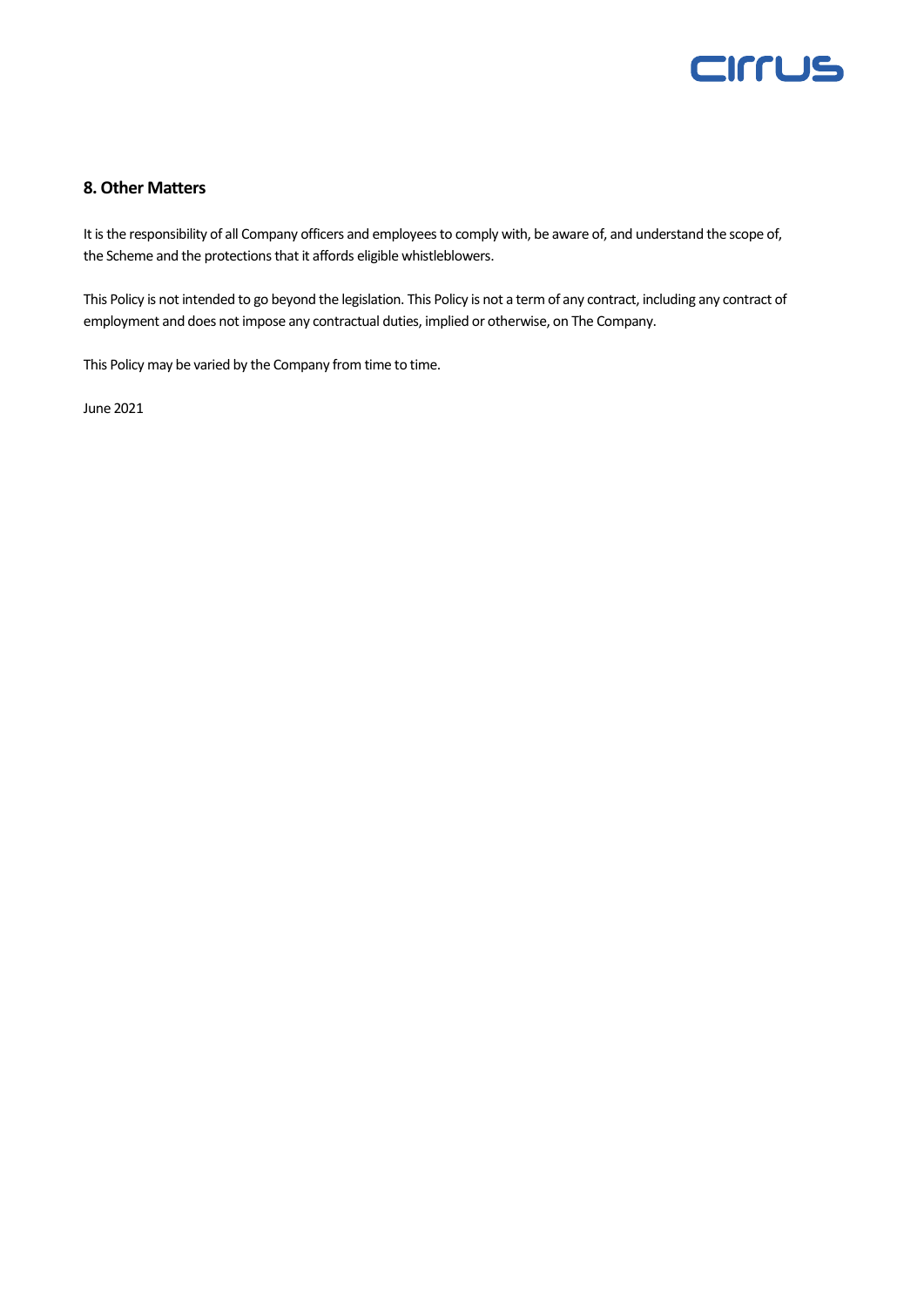## 8. Other Matters

It is the responsibility of all Company officers and employees to comply with, be aware of, and understand the scope of, the Scheme and the protections that it affords eligible whistleblowers.

This Policy is not intended to go beyond the legislation. This Policy is not a term of any contract, including any contract of employment and does not impose any contractual duties, implied or otherwise, on The Company.

This Policy may be varied by the Company from time to time.

June 2021